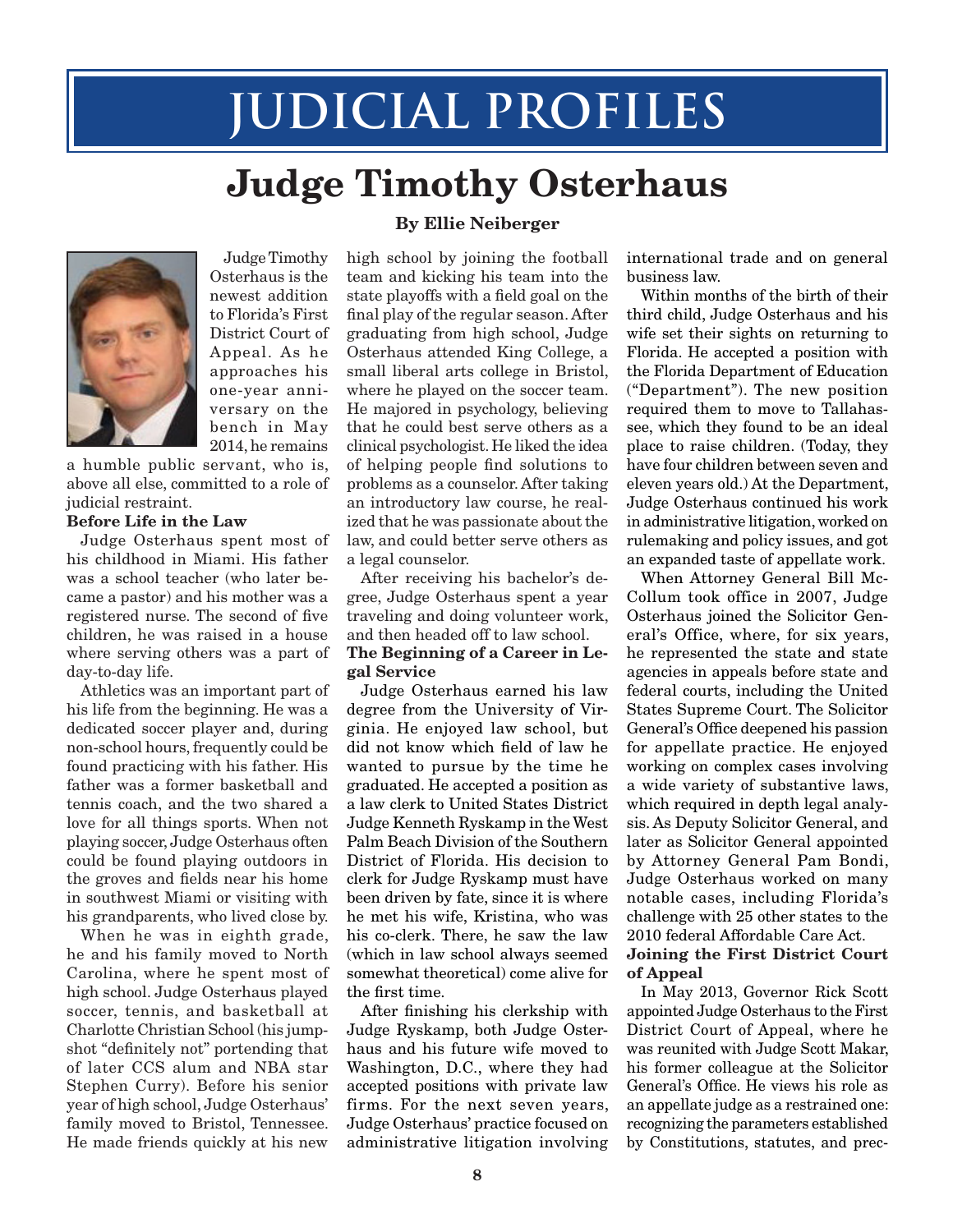# JUDICIAL PROFILES

## Judge Timothy Osterhaus

**By Ellie Neiberger**

Judge Timothy Osterhaus is the newest addition to Florida's First District Court of Appeal. As he approaches his one-year anniversary on the bench in May 2014, he remains a humble public servant, who is, above all else, committed to a role of judicial restraint.

**Before Life in the Law**

Judge Osterhaus spent most of his childhood in Miami. His father was a school teacher (who later became a pastor) and his mother was a registered nurse. The second of five children, he was raised in a house where serving others was a part of day-to-day life.

Athletics was an important part of his life from the beginning. He was a dedicated soccer player and, during non-school hours, frequently could be found practicing with his father. His father was a former basketball and tennis coach, and the two shared a love for all things sports. When not playing soccer, Judge Osterhaus often could be found playing outdoors in the groves and fields near his home in southwest Miami or visiting with his grandparents, who lived close by.

When he was in eighth grade, he and his family moved to North Carolina, where he spent most of high school. Judge Osterhaus played soccer, tennis, and basketball at Charlotte Christian School (his jumpshot "definitely not" portending that of later CCS alum and NBA star Stephen Curry). Before his senior year of high school, Judge Osterhaus' family moved to Bristol, Tennessee. He made friends quickly at his new high school by joining the football team and kicking his team into the state playoffs with a field goal on the final play of the regular season. After graduating from high school, Judge Osterhaus attended King College, a small liberal arts college in Bristol, where he played on the soccer team. He majored in psychology, believing that he could best serve others as a clinical psychologist. He liked the idea of helping people find solutions to problems as a counselor. After taking an introductory law course, he realized that he was passionate about the law, and could better serve others as a legal counselor.

After receiving his bachelor's degree, Judge Osterhaus spent a year traveling and doing volunteer work, and then headed off to law school.

**The Beginning of a Career in Legal Service**

Judge Osterhaus earned his law degree from the University of Virginia. He enjoyed law school, but did not know which field of law he wanted to pursue by the time he graduated. He accepted a position as a law clerk to United States District Judge Kenneth Ryskamp in the West Palm Beach Division of the Southern District of Florida. His decision to clerk for Judge Ryskamp must have been driven by fate, since it is where he met his wife, Kristina, who was his co-clerk. There, he saw the law (which in law school always seemed somewhat theoretical) come alive for the first time.

After finishing his clerkship with Judge Ryskamp, both Judge Osterhaus and his future wife moved to Washington, D.C., where they had accepted positions with private law firms. For the next seven years, Judge Osterhaus' practice focused on administrative litigation involving international trade and on general business law.

Within months of the birth of their third child, Judge Osterhaus and his wife set their sights on returning to Florida. He accepted a position with the Florida Department of Education ("Department"). The new position required them to move to Tallahassee, which they found to be an ideal place to raise children. (Today, they have four children between seven and eleven years old.) At the Department, Judge Osterhaus continued his work in administrative litigation, worked on rulemaking and policy issues, and got an expanded taste of appellate work.

When Attorney General Bill McCollum took office in 2007, Judge Osterhaus joined the Solicitor General's Office, where, for six years, he represented the state and state agencies in appeals before state and federal courts, including the United States Supreme Court. The Solicitor General's Office deepened his passion for appellate practice. He enjoyed working on complex cases involving a wide variety of substantive laws, which required in depth legal analysis. As Deputy Solicitor General, and later as Solicitor General appointed by Attorney General Pam Bondi, Judge Osterhaus worked on many notable cases, including Florida's challenge with 25 other states to the 2010 federal Affordable Care Act.

**Joining the First District Court of Appeal**

In May 2013, Governor Rick Scott appointed Judge Osterhaus to the First District Court of Appeal, where he was reunited with Judge Scott Makar, his former colleague at the Solicitor General's Office. He views his role as an appellate judge as a restrained one: recognizing the parameters established by Constitutions, statutes, and prec-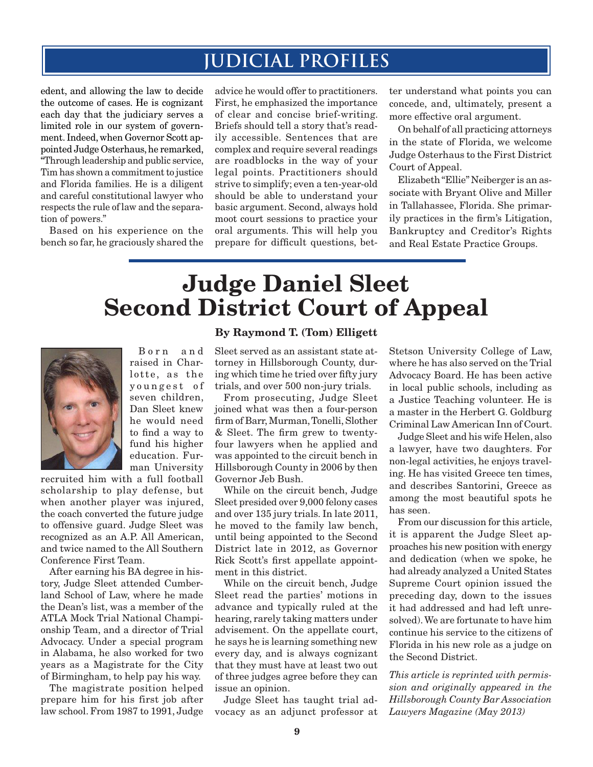edent, and allowing the law to decide the outcome of cases. He is cognizant each day that the judiciary serves a limited role in our system of government. Indeed, when Governor Scott appointed Judge Osterhaus, he remarked, "Through leadership and public service, Tim has shown a commitment to justice and Florida families. He is a diligent and careful constitutional lawyer who respects the rule of law and the separation of powers."

Based on his experience on the bench so far, he graciously shared the advice he would offer to practitioners. First, he emphasized the importance of clear and concise brief-writing. Briefs should tell a story that's readily accessible. Sentences that are complex and require several readings are roadblocks in the way of your legal points. Practitioners should strive to simplify; even a ten-year-old should be able to understand your basic argument. Second, always hold moot court sessions to practice your oral arguments. This will help you prepare for difficult questions, better understand what points you can concede, and, ultimately, present a more effective oral argument.

On behalf of all practicing attorneys in the state of Florida, we welcome Judge Osterhaus to the First District Court of Appeal.

Elizabeth "Ellie" Neiberger is an associate with Bryant Olive and Miller in Tallahassee, Florida. She primarily practices in the firm's Litigation, Bankruptcy and Creditor's Rights and Real Estate Practice Groups.

# Judge Daniel Sleet
# Second District Court of Appeal

**By Raymond T. (Tom) Elligett**

Born and raised in Charlotte, as the youngest of seven children, Dan Sleet knew he would need to find a way to fund his higher education. Furman University recruited him with a full football scholarship to play defense, but when another player was injured, the coach converted the future judge to offensive guard. Judge Sleet was recognized as an A.P. All American, and twice named to the All Southern Conference First Team.

After earning his BA degree in history, Judge Sleet attended Cumberland School of Law, where he made the Dean's list, was a member of the ATLA Mock Trial National Championship Team, and a director of Trial Advocacy. Under a special program in Alabama, he also worked for two years as a Magistrate for the City of Birmingham, to help pay his way.

The magistrate position helped prepare him for his first job after law school. From 1987 to 1991, Judge Sleet served as an assistant state attorney in Hillsborough County, during which time he tried over fifty jury trials, and over 500 non-jury trials.

From prosecuting, Judge Sleet joined what was then a four-person firm of Barr, Murman, Tonelli, Slother & Sleet. The firm grew to twenty-four lawyers when he applied and was appointed to the circuit bench in Hillsborough County in 2006 by then Governor Jeb Bush.

While on the circuit bench, Judge Sleet presided over 9,000 felony cases and over 135 jury trials. In late 2011, he moved to the family law bench, until being appointed to the Second District late in 2012, as Governor Rick Scott's first appellate appointment in this district.

While on the circuit bench, Judge Sleet read the parties' motions in advance and typically ruled at the hearing, rarely taking matters under advisement. On the appellate court, he says he is learning something new every day, and is always cognizant that they must have at least two out of three judges agree before they can issue an opinion.

Judge Sleet has taught trial advocacy as an adjunct professor at Stetson University College of Law, where he has also served on the Trial Advocacy Board. He has been active in local public schools, including as a Justice Teaching volunteer. He is a master in the Herbert G. Goldburg Criminal Law American Inn of Court.

Judge Sleet and his wife Helen, also a lawyer, have two daughters. For non-legal activities, he enjoys traveling. He has visited Greece ten times, and describes Santorini, Greece as among the most beautiful spots he has seen.

From our discussion for this article, it is apparent the Judge Sleet approaches his new position with energy and dedication (when we spoke, he had already analyzed a United States Supreme Court opinion issued the preceding day, down to the issues it had addressed and had left unresolved). We are fortunate to have him continue his service to the citizens of Florida in his new role as a judge on the Second District.

*This article is reprinted with permission and originally appeared in the Hillsborough County Bar Association Lawyers Magazine (May 2013)*